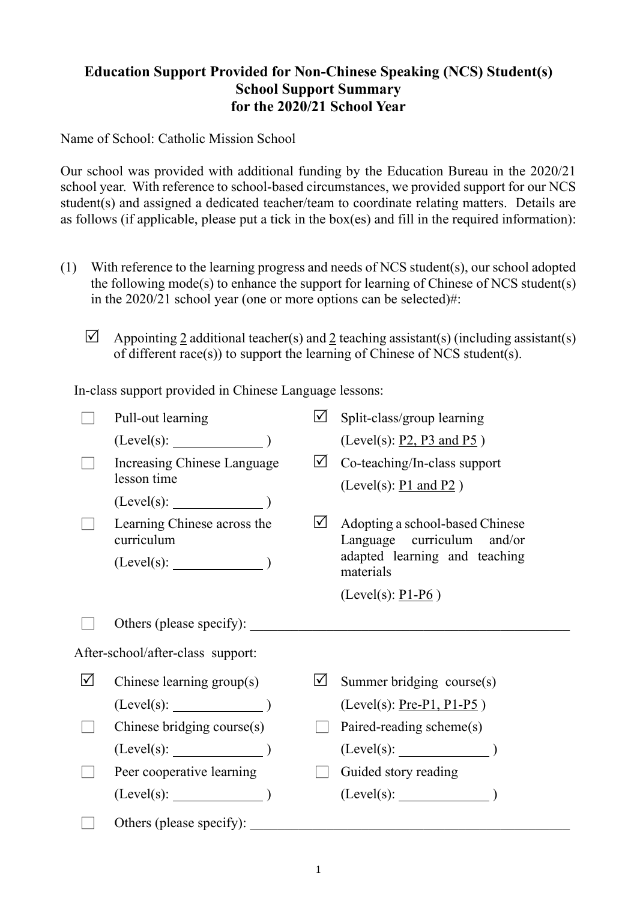# Education Support Provided for Non-Chinese Speaking (NCS) Student(s)
## School Support Summary
## for the 2020/21 School Year

Name of School: Catholic Mission School

Our school was provided with additional funding by the Education Bureau in the 2020/21 school year. With reference to school-based circumstances, we provided support for our NCS student(s) and assigned a dedicated teacher/team to coordinate relating matters. Details are as follows (if applicable, please put a tick in the box(es) and fill in the required information):

(1) With reference to the learning progress and needs of NCS student(s), our school adopted the following mode(s) to enhance the support for learning of Chinese of NCS student(s) in the 2020/21 school year (one or more options can be selected)#:

☑ Appointing 2 additional teacher(s) and 2 teaching assistant(s) (including assistant(s) of different race(s)) to support the learning of Chinese of NCS student(s).

In-class support provided in Chinese Language lessons:

☐ Pull-out learning (Level(s): ______ )

☑ Split-class/group learning (Level(s): P2, P3 and P5 )

☐ Increasing Chinese Language lesson time (Level(s): ______ )

☑ Co-teaching/In-class support (Level(s): P1 and P2 )

☐ Learning Chinese across the curriculum (Level(s): ______ )

☑ Adopting a school-based Chinese Language curriculum and/or adapted learning and teaching materials (Level(s): P1-P6 )

☐ Others (please specify): ______

After-school/after-class support:

☑ Chinese learning group(s) (Level(s): ______ )

☑ Summer bridging course(s) (Level(s): Pre-P1, P1-P5 )

☐ Chinese bridging course(s) (Level(s): ______ )

☐ Paired-reading scheme(s) (Level(s): ______ )

☐ Peer cooperative learning (Level(s): ______ )

☐ Guided story reading (Level(s): ______ )

☐ Others (please specify): ______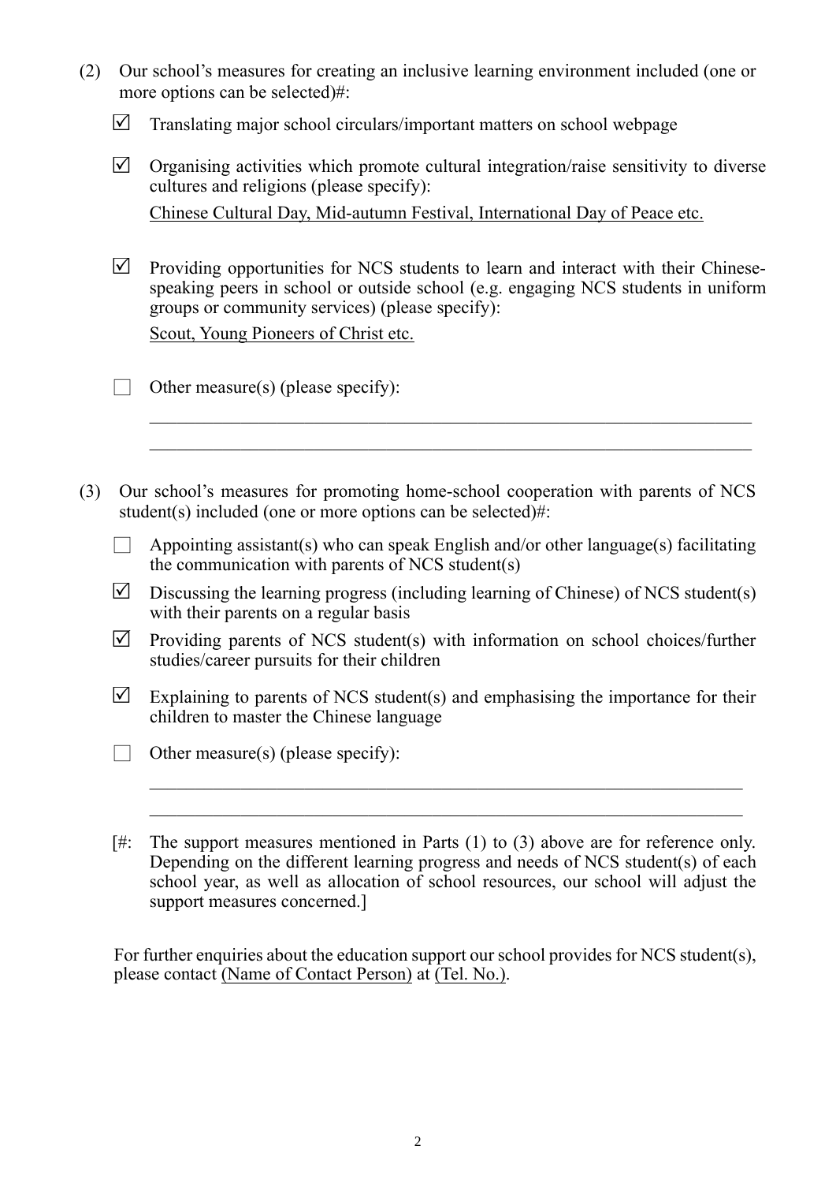(2) Our school's measures for creating an inclusive learning environment included (one or more options can be selected)#:

- ☑ Translating major school circulars/important matters on school webpage
- ☑ Organising activities which promote cultural integration/raise sensitivity to diverse cultures and religions (please specify):

  Chinese Cultural Day, Mid-autumn Festival, International Day of Peace etc.

- ☑ Providing opportunities for NCS students to learn and interact with their Chinese-speaking peers in school or outside school (e.g. engaging NCS students in uniform groups or community services) (please specify):

  Scout, Young Pioneers of Christ etc.

- ☐ Other measure(s) (please specify):

  ______________________________________________________________________

  ______________________________________________________________________

(3) Our school's measures for promoting home-school cooperation with parents of NCS student(s) included (one or more options can be selected)#:

- ☐ Appointing assistant(s) who can speak English and/or other language(s) facilitating the communication with parents of NCS student(s)
- ☑ Discussing the learning progress (including learning of Chinese) of NCS student(s) with their parents on a regular basis
- ☑ Providing parents of NCS student(s) with information on school choices/further studies/career pursuits for their children
- ☑ Explaining to parents of NCS student(s) and emphasising the importance for their children to master the Chinese language
- ☐ Other measure(s) (please specify):

  ______________________________________________________________________

  ______________________________________________________________________

[#: The support measures mentioned in Parts (1) to (3) above are for reference only. Depending on the different learning progress and needs of NCS student(s) of each school year, as well as allocation of school resources, our school will adjust the support measures concerned.]

For further enquiries about the education support our school provides for NCS student(s), please contact (Name of Contact Person) at (Tel. No.).